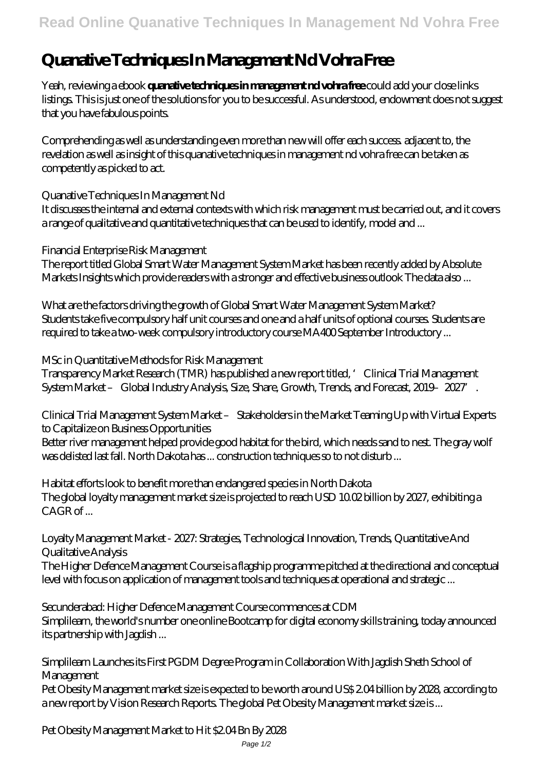# Quanative Techniques In Management Nd Vohra Free

Yeah, reviewing a ebook **quanative techniques in management nd vohra free** could add your close links listings. This is just one of the solutions for you to be successful. As understood, endowment does not suggest that you have fabulous points.

Comprehending as well as understanding even more than new will offer each success. adjacent to, the revelation as well as insight of this quanative techniques in management nd vohra free can be taken as competently as picked to act.

*Quanative Techniques In Management Nd*

It discusses the internal and external contexts with which risk management must be carried out, and it covers a range of qualitative and quantitative techniques that can be used to identify, model and ...

*Financial Enterprise Risk Management*

The report titled Global Smart Water Management System Market has been recently added by Absolute Markets Insights which provide readers with a stronger and effective business outlook The data also ...

*What are the factors driving the growth of Global Smart Water Management System Market?*

Students take five compulsory half unit courses and one and a half units of optional courses. Students are required to take a two-week compulsory introductory course MA400 September Introductory ...

*MSc in Quantitative Methods for Risk Management*

Transparency Market Research (TMR) has published a new report titled, 'Clinical Trial Management System Market – Global Industry Analysis, Size, Share, Growth, Trends, and Forecast, 2019–2027'.

*Clinical Trial Management System Market – Stakeholders in the Market Teaming Up with Virtual Experts to Capitalize on Business Opportunities*

Better river management helped provide good habitat for the bird, which needs sand to nest. The gray wolf was delisted last fall. North Dakota has ... construction techniques so to not disturb ...

*Habitat efforts look to benefit more than endangered species in North Dakota*

The global loyalty management market size is projected to reach USD 10.02 billion by 2027, exhibiting a CAGR of ...

*Loyalty Management Market - 2027: Strategies, Technological Innovation, Trends, Quantitative And Qualitative Analysis*

The Higher Defence Management Course is a flagship programme pitched at the directional and conceptual level with focus on application of management tools and techniques at operational and strategic ...

*Secunderabad: Higher Defence Management Course commences at CDM*

Simplilearn, the world's number one online Bootcamp for digital economy skills training, today announced its partnership with Jagdish ...

*Simplilearn Launches its First PGDM Degree Program in Collaboration With Jagdish Sheth School of Management*

Pet Obesity Management market size is expected to be worth around US$ 2.04 billion by 2028, according to a new report by Vision Research Reports. The global Pet Obesity Management market size is ...

*Pet Obesity Management Market to Hit $2.04 Bn By 2028*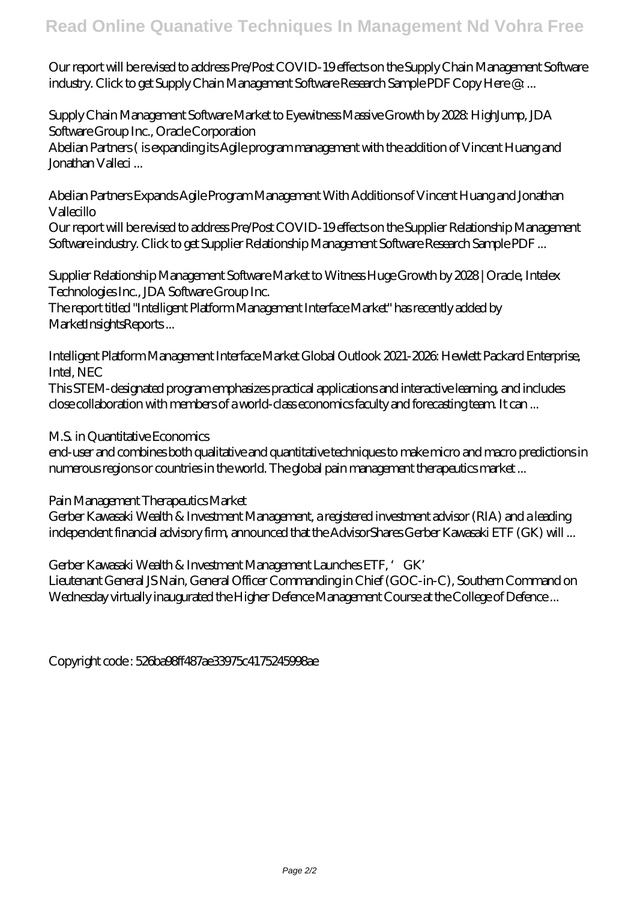Our report will be revised to address Pre/Post COVID-19 effects on the Supply Chain Management Software industry. Click to get Supply Chain Management Software Research Sample PDF Copy Here @: ...

*Supply Chain Management Software Market to Eyewitness Massive Growth by 2028: HighJump, JDA Software Group Inc., Oracle Corporation*

Abelian Partners ( is expanding its Agile program management with the addition of Vincent Huang and Jonathan Valleci ...

*Abelian Partners Expands Agile Program Management With Additions of Vincent Huang and Jonathan Vallecillo*

Our report will be revised to address Pre/Post COVID-19 effects on the Supplier Relationship Management Software industry. Click to get Supplier Relationship Management Software Research Sample PDF ...

*Supplier Relationship Management Software Market to Witness Huge Growth by 2028 | Oracle, Intelex Technologies Inc., JDA Software Group Inc.*

The report titled "Intelligent Platform Management Interface Market" has recently added by MarketInsightsReports ...

*Intelligent Platform Management Interface Market Global Outlook 2021-2026: Hewlett Packard Enterprise, Intel, NEC*

This STEM-designated program emphasizes practical applications and interactive learning, and includes close collaboration with members of a world-class economics faculty and forecasting team. It can ...

*M.S. in Quantitative Economics*

end-user and combines both qualitative and quantitative techniques to make micro and macro predictions in numerous regions or countries in the world. The global pain management therapeutics market ...

*Pain Management Therapeutics Market*

Gerber Kawasaki Wealth & Investment Management, a registered investment advisor (RIA) and a leading independent financial advisory firm, announced that the AdvisorShares Gerber Kawasaki ETF (GK) will ...

*Gerber Kawasaki Wealth & Investment Management Launches ETF, 'GK'*

Lieutenant General JS Nain, General Officer Commanding in Chief (GOC-in-C), Southern Command on Wednesday virtually inaugurated the Higher Defence Management Course at the College of Defence ...

Copyright code : 526ba98ff487ae33975c4175245998ae